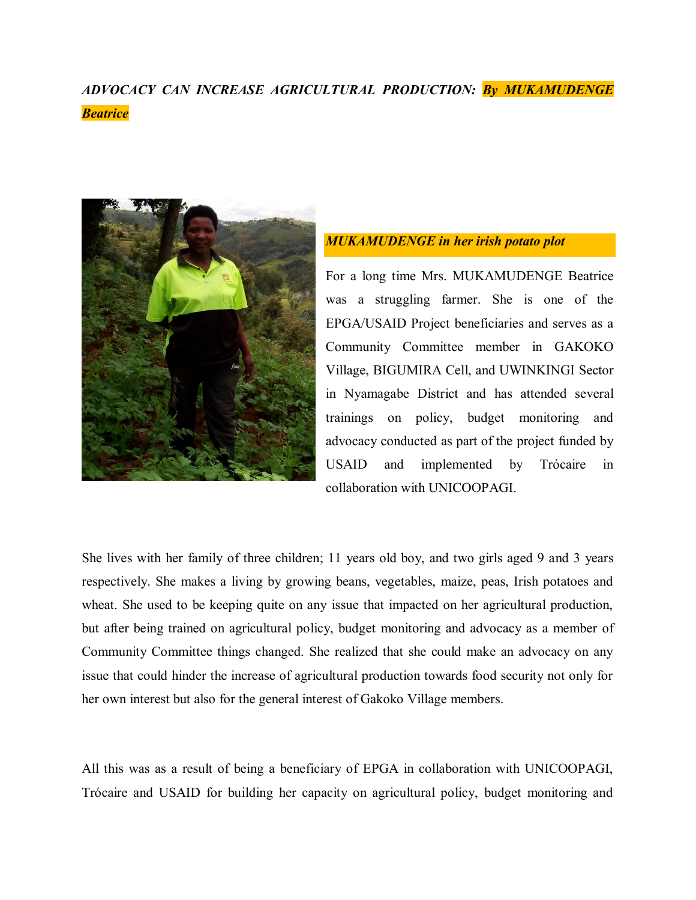***ADVOCACY CAN INCREASE AGRICULTURAL PRODUCTION: By MUKAMUDENGE Beatrice***

***MUKAMUDENGE in her irish potato plot***

For a long time Mrs. MUKAMUDENGE Beatrice was a struggling farmer. She is one of the EPGA/USAID Project beneficiaries and serves as a Community Committee member in GAKOKO Village, BIGUMIRA Cell, and UWINKINGI Sector in Nyamagabe District and has attended several trainings on policy, budget monitoring and advocacy conducted as part of the project funded by USAID and implemented by Trócaire in collaboration with UNICOOPAGI.

She lives with her family of three children; 11 years old boy, and two girls aged 9 and 3 years respectively. She makes a living by growing beans, vegetables, maize, peas, Irish potatoes and wheat. She used to be keeping quite on any issue that impacted on her agricultural production, but after being trained on agricultural policy, budget monitoring and advocacy as a member of Community Committee things changed. She realized that she could make an advocacy on any issue that could hinder the increase of agricultural production towards food security not only for her own interest but also for the general interest of Gakoko Village members.

All this was as a result of being a beneficiary of EPGA in collaboration with UNICOOPAGI, Trócaire and USAID for building her capacity on agricultural policy, budget monitoring and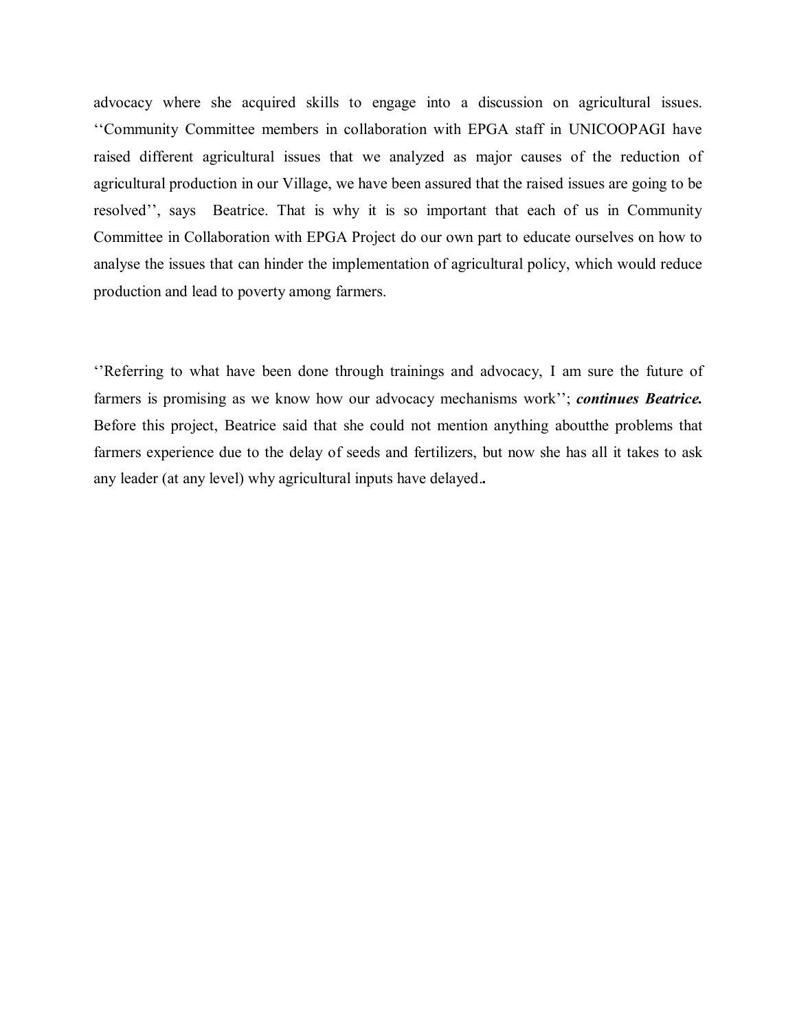advocacy where she acquired skills to engage into a discussion on agricultural issues. ''Community Committee members in collaboration with EPGA staff in UNICOOPAGI have raised different agricultural issues that we analyzed as major causes of the reduction of agricultural production in our Village, we have been assured that the raised issues are going to be resolved'', says Beatrice. That is why it is so important that each of us in Community Committee in Collaboration with EPGA Project do our own part to educate ourselves on how to analyse the issues that can hinder the implementation of agricultural policy, which would reduce production and lead to poverty among farmers.

''Referring to what have been done through trainings and advocacy, I am sure the future of farmers is promising as we know how our advocacy mechanisms work''; ***continues Beatrice.*** Before this project, Beatrice said that she could not mention anything aboutthe problems that farmers experience due to the delay of seeds and fertilizers, but now she has all it takes to ask any leader (at any level) why agricultural inputs have delayed**..**